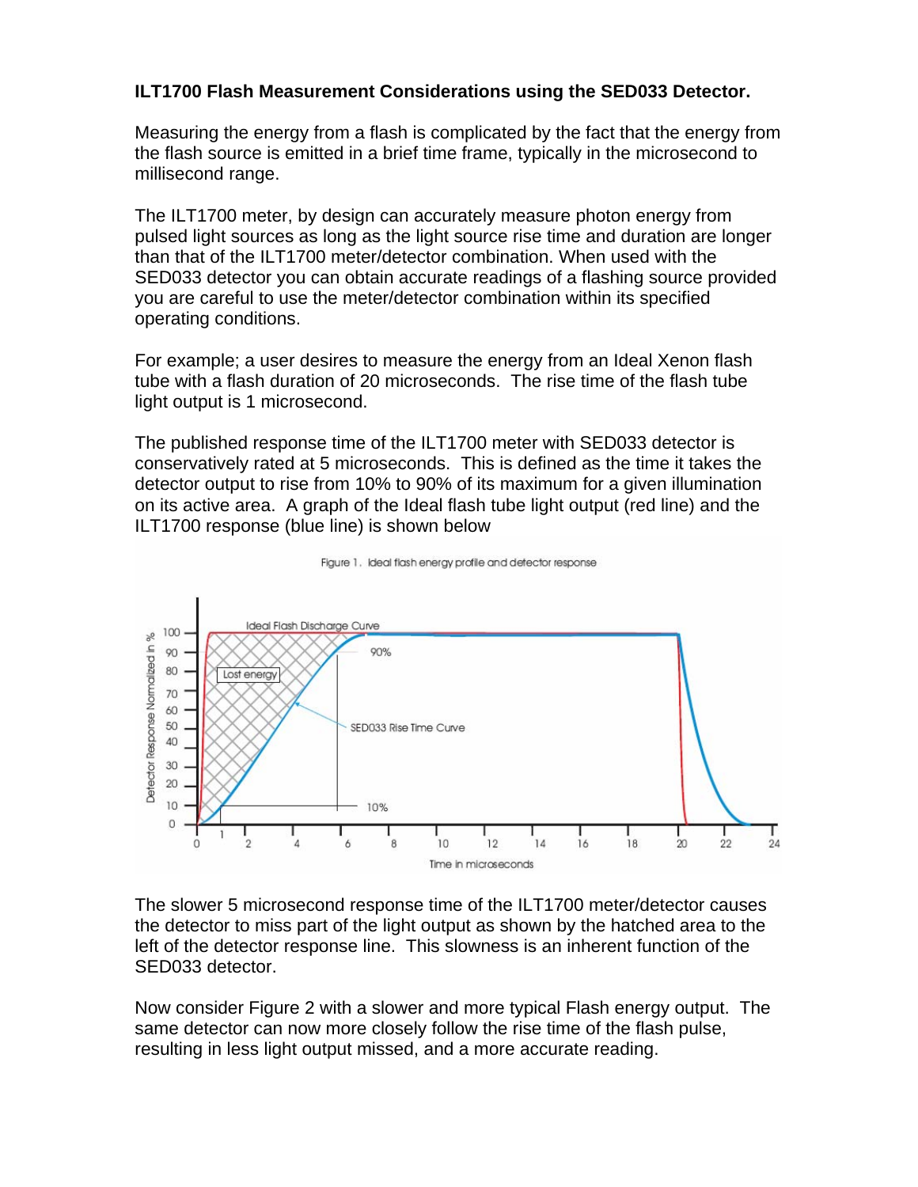**ILT1700 Flash Measurement Considerations using the SED033 Detector.**

Measuring the energy from a flash is complicated by the fact that the energy from the flash source is emitted in a brief time frame, typically in the microsecond to millisecond range.

The ILT1700 meter, by design can accurately measure photon energy from pulsed light sources as long as the light source rise time and duration are longer than that of the ILT1700 meter/detector combination. When used with the SED033 detector you can obtain accurate readings of a flashing source provided you are careful to use the meter/detector combination within its specified operating conditions.

For example; a user desires to measure the energy from an Ideal Xenon flash tube with a flash duration of 20 microseconds. The rise time of the flash tube light output is 1 microsecond.

The published response time of the ILT1700 meter with SED033 detector is conservatively rated at 5 microseconds. This is defined as the time it takes the detector output to rise from 10% to 90% of its maximum for a given illumination on its active area. A graph of the Ideal flash tube light output (red line) and the ILT1700 response (blue line) is shown below

Figure 1. Ideal flash energy profile and detector response

The slower 5 microsecond response time of the ILT1700 meter/detector causes the detector to miss part of the light output as shown by the hatched area to the left of the detector response line. This slowness is an inherent function of the SED033 detector.

Now consider Figure 2 with a slower and more typical Flash energy output. The same detector can now more closely follow the rise time of the flash pulse, resulting in less light output missed, and a more accurate reading.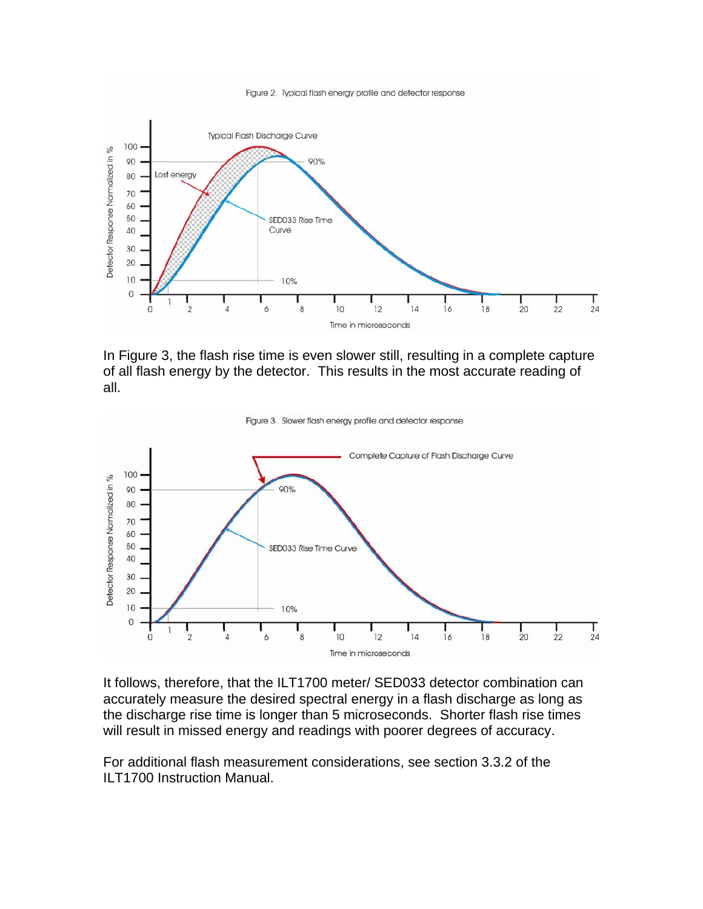Figure 2. Typical flash energy profile and detector response

Typical Flash Discharge Curve

Lost energy

90%

SED033 Rise Time Curve

10%

Detector Response Normalized in %

100
90
80
70
60
50
40
30
20
10
0

0 1 2 4 6 8 10 12 14 16 18 20 22 24

Time in microseconds

In Figure 3, the flash rise time is even slower still, resulting in a complete capture of all flash energy by the detector. This results in the most accurate reading of all.

Figure 3. Slower flash energy profile and detector response

Complete Capture of Flash Discharge Curve

90%

SED033 Rise Time Curve

10%

Detector Response Normalized in %

100
90
80
70
60
50
40
30
20
10
0

0 1 2 4 6 8 10 12 14 16 18 20 22 24

Time in microseconds

It follows, therefore, that the ILT1700 meter/ SED033 detector combination can accurately measure the desired spectral energy in a flash discharge as long as the discharge rise time is longer than 5 microseconds. Shorter flash rise times will result in missed energy and readings with poorer degrees of accuracy.

For additional flash measurement considerations, see section 3.3.2 of the ILT1700 Instruction Manual.